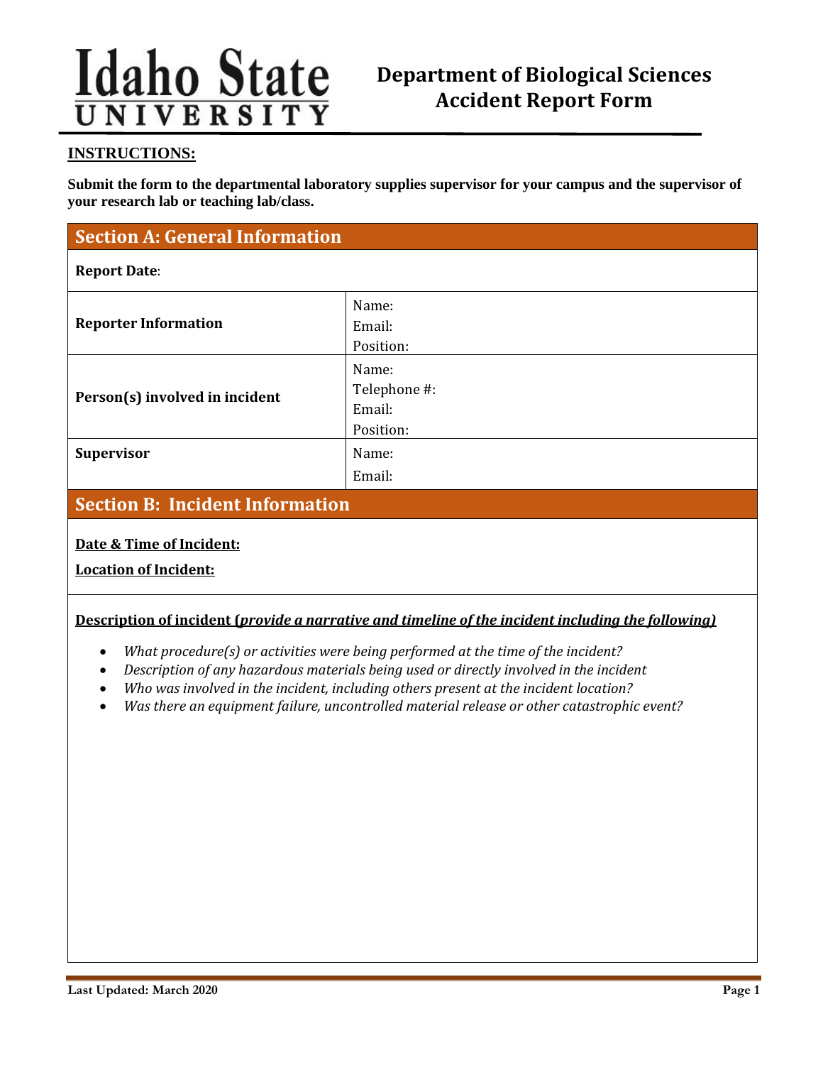Idaho State UNIVERSITY

# Department of Biological Sciences Accident Report Form

**INSTRUCTIONS:**

**Submit the form to the departmental laboratory supplies supervisor for your campus and the supervisor of your research lab or teaching lab/class.**

## Section A: General Information

**Report Date**:

| | |
|---|---|
| **Reporter Information** | Name:<br>Email:<br>Position: |
| **Person(s) involved in incident** | Name:<br>Telephone #:<br>Email:<br>Position: |
| **Supervisor** | Name:<br>Email: |

## Section B: Incident Information

**Date & Time of Incident:**

**Location of Incident:**

**Description of incident (*provide a narrative and timeline of the incident including the following)***

- *What procedure(s) or activities were being performed at the time of the incident?*
- *Description of any hazardous materials being used or directly involved in the incident*
- *Who was involved in the incident, including others present at the incident location?*
- *Was there an equipment failure, uncontrolled material release or other catastrophic event?*

**Last Updated: March 2020**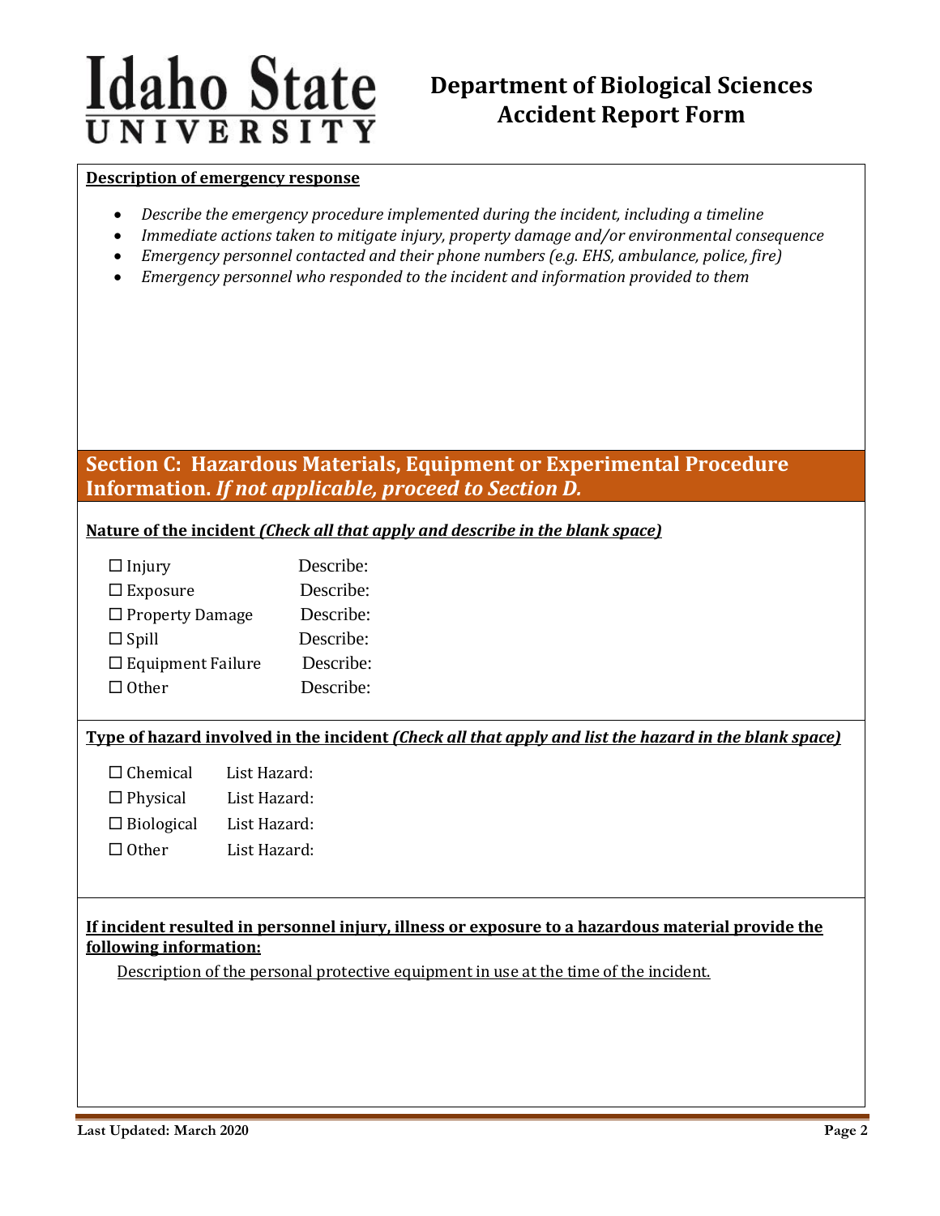**Description of emergency response**

- *Describe the emergency procedure implemented during the incident, including a timeline*
- *Immediate actions taken to mitigate injury, property damage and/or environmental consequence*
- *Emergency personnel contacted and their phone numbers (e.g. EHS, ambulance, police, fire)*
- *Emergency personnel who responded to the incident and information provided to them*

## Section C: Hazardous Materials, Equipment or Experimental Procedure Information. *If not applicable, proceed to Section D.*

**Nature of the incident *(Check all that apply and describe in the blank space)***

☐ Injury Describe:
☐ Exposure Describe:
☐ Property Damage Describe:
☐ Spill Describe:
☐ Equipment Failure Describe:
☐ Other Describe:

**Type of hazard involved in the incident *(Check all that apply and list the hazard in the blank space)***

☐ Chemical List Hazard:
☐ Physical List Hazard:
☐ Biological List Hazard:
☐ Other List Hazard:

**If incident resulted in personnel injury, illness or exposure to a hazardous material provide the following information:**

Description of the personal protective equipment in use at the time of the incident.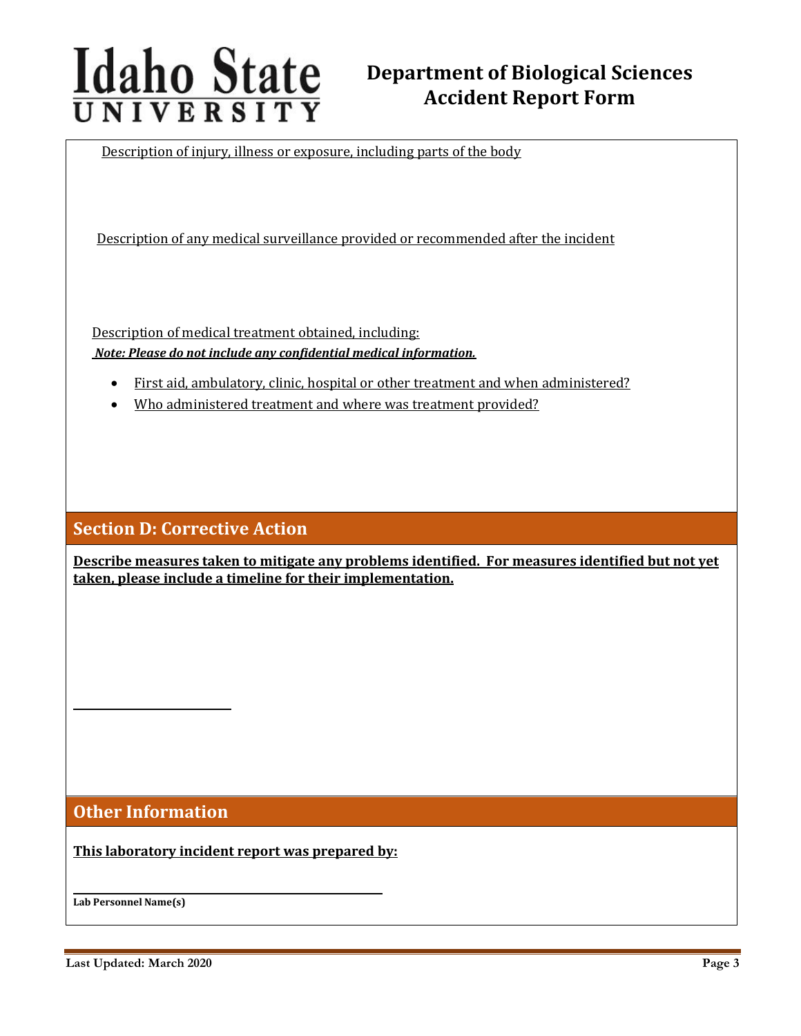# Idaho State University

## Department of Biological Sciences Accident Report Form

Description of injury, illness or exposure, including parts of the body

Description of any medical surveillance provided or recommended after the incident

Description of medical treatment obtained, including:

***Note: Please do not include any confidential medical information.***

- First aid, ambulatory, clinic, hospital or other treatment and when administered?
- Who administered treatment and where was treatment provided?

## Section D: Corrective Action

**Describe measures taken to mitigate any problems identified. For measures identified but not yet taken, please include a timeline for their implementation.**

## Other Information

**This laboratory incident report was prepared by:**

______________________________

**Lab Personnel Name(s)**

Last Updated: March 2020